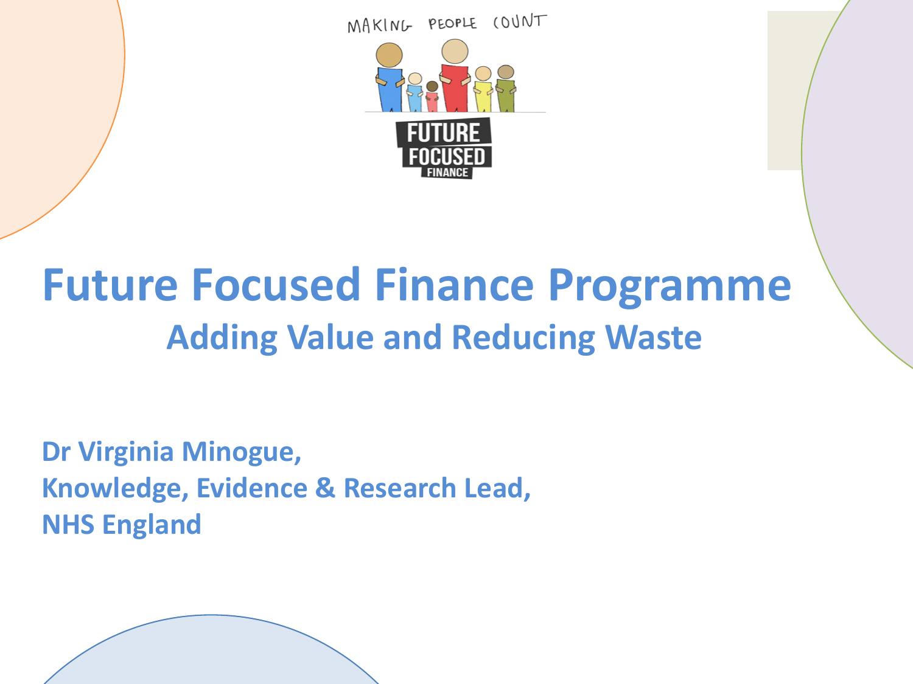MAKING PEOPLE COUNT

FUTURE FOCUSED FINANCE

# Future Focused Finance Programme

## Adding Value and Reducing Waste

**Dr Virginia Minogue,**
**Knowledge, Evidence & Research Lead,**
**NHS England**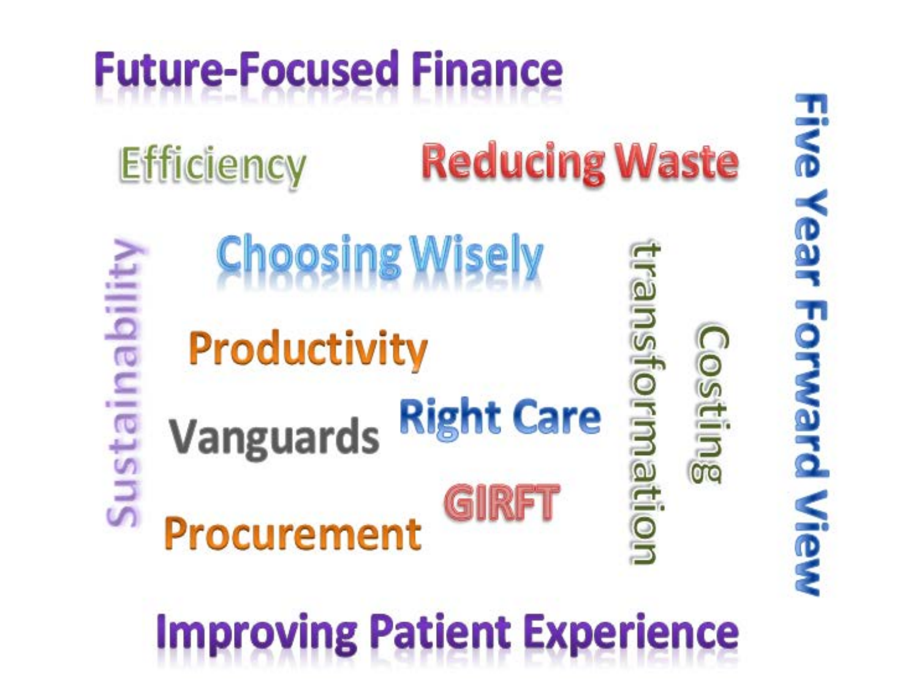Future-Focused Finance

Efficiency

Reducing Waste

Sustainability

Choosing Wisely

transformation

Costing

Five Year Forward View

Productivity

Vanguards

Right Care

GIRFT

Procurement

Improving Patient Experience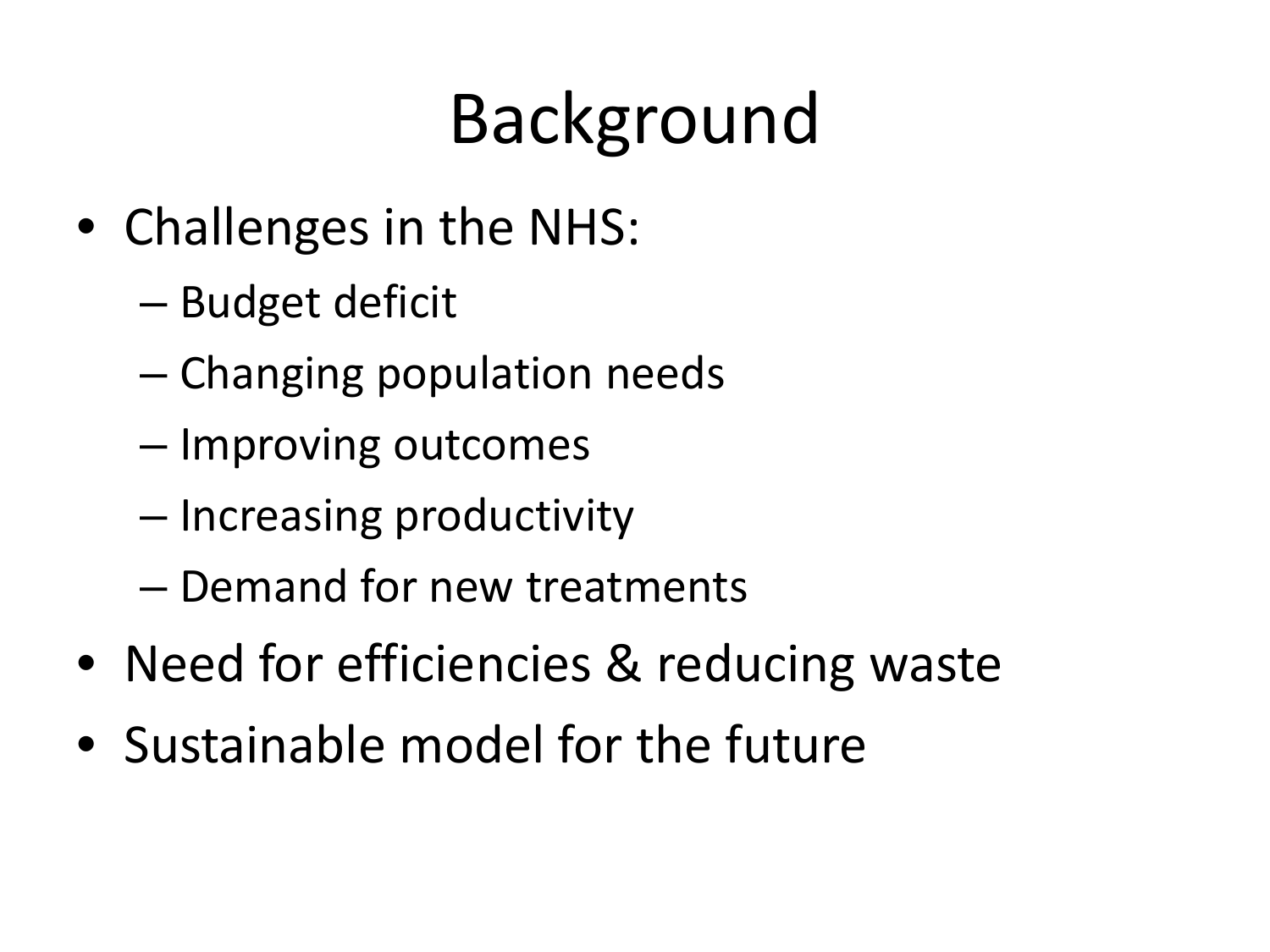# Background

- Challenges in the NHS:
  - Budget deficit
  - Changing population needs
  - Improving outcomes
  - Increasing productivity
  - Demand for new treatments
- Need for efficiencies & reducing waste
- Sustainable model for the future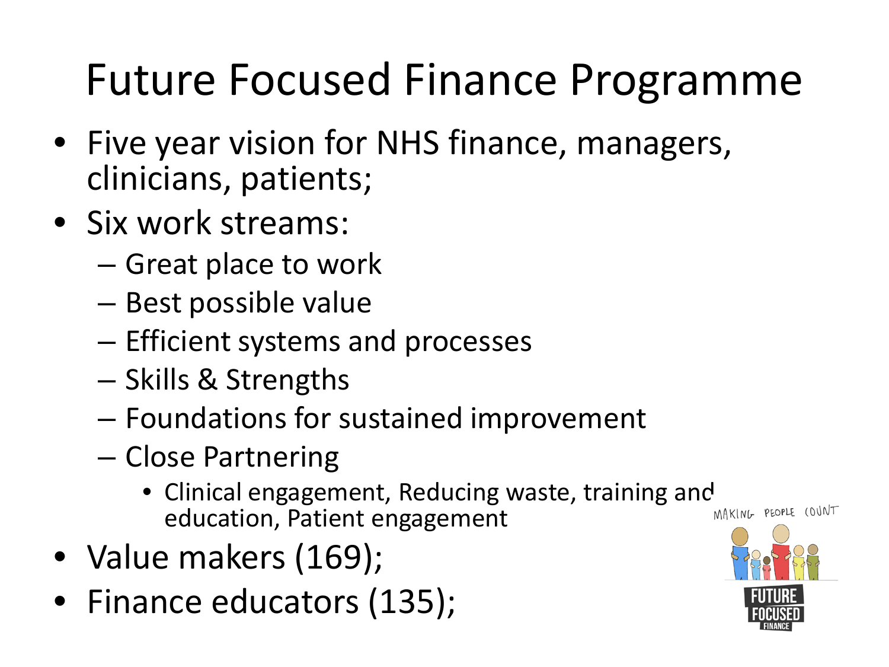# Future Focused Finance Programme

- Five year vision for NHS finance, managers, clinicians, patients;
- Six work streams:
  - Great place to work
  - Best possible value
  - Efficient systems and processes
  - Skills & Strengths
  - Foundations for sustained improvement
  - Close Partnering
    - Clinical engagement, Reducing waste, training and education, Patient engagement
- Value makers (169);
- Finance educators (135);

MAKING PEOPLE COUNT

FUTURE FOCUSED FINANCE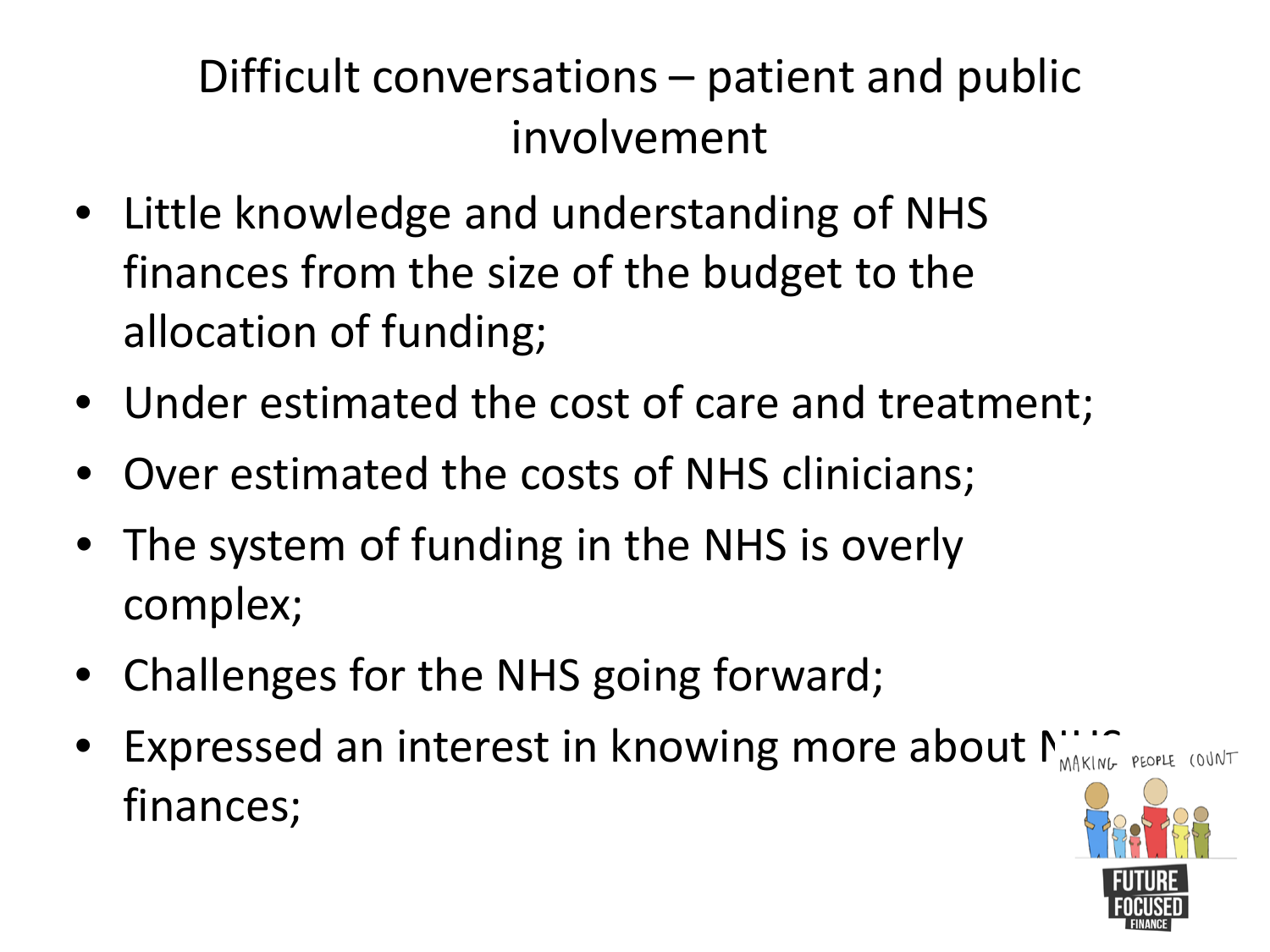# Difficult conversations – patient and public involvement

- Little knowledge and understanding of NHS finances from the size of the budget to the allocation of funding;
- Under estimated the cost of care and treatment;
- Over estimated the costs of NHS clinicians;
- The system of funding in the NHS is overly complex;
- Challenges for the NHS going forward;
- Expressed an interest in knowing more about NHS finances;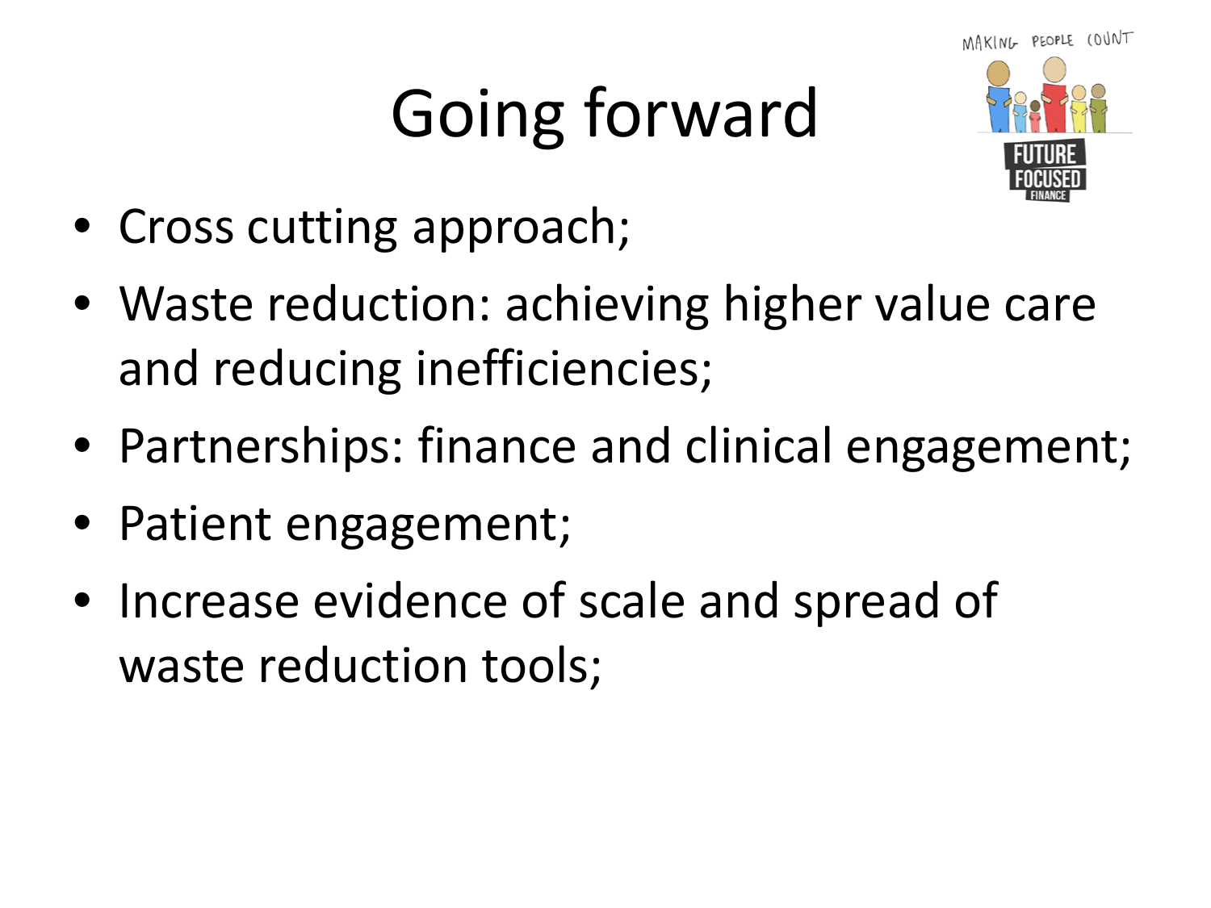# Going forward

- Cross cutting approach;
- Waste reduction: achieving higher value care and reducing inefficiencies;
- Partnerships: finance and clinical engagement;
- Patient engagement;
- Increase evidence of scale and spread of waste reduction tools;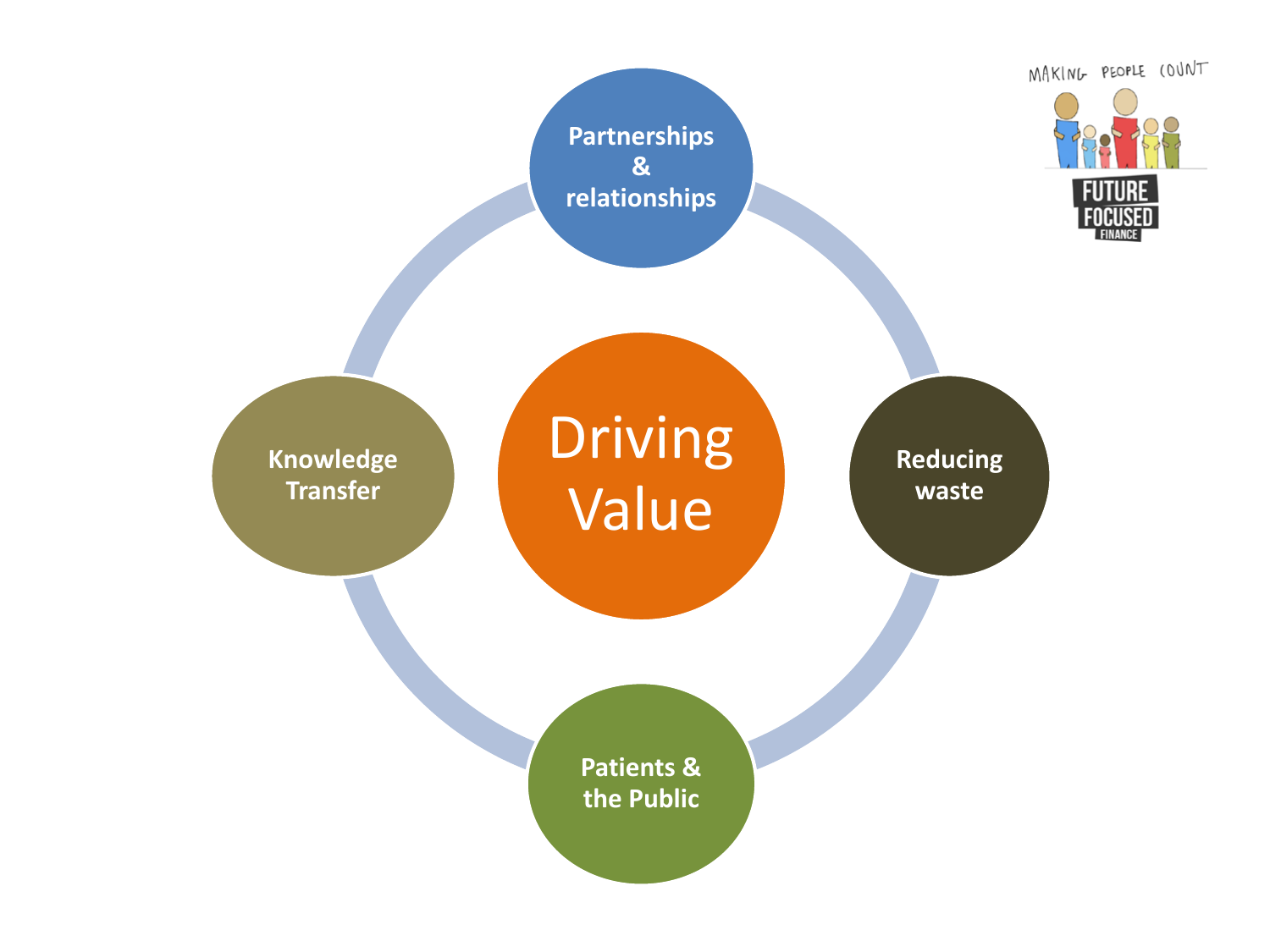Driving Value

Partnerships & relationships

Reducing waste

Patients & the Public

Knowledge Transfer

MAKING PEOPLE COUNT

FUTURE FOCUSED FINANCE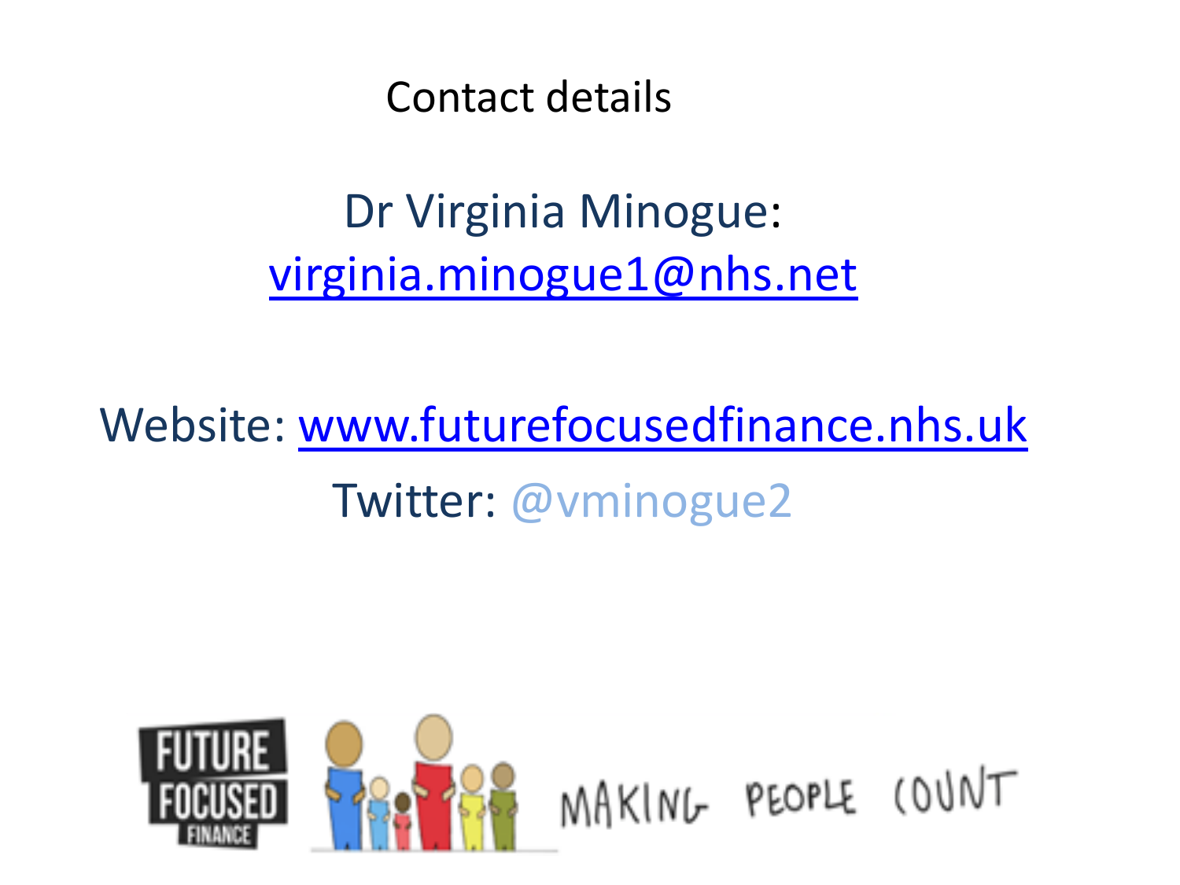# Contact details

Dr Virginia Minogue:
virginia.minogue1@nhs.net

Website: www.futurefocusedfinance.nhs.uk

Twitter: @vminogue2

FUTURE FOCUSED FINANCE

MAKING PEOPLE COUNT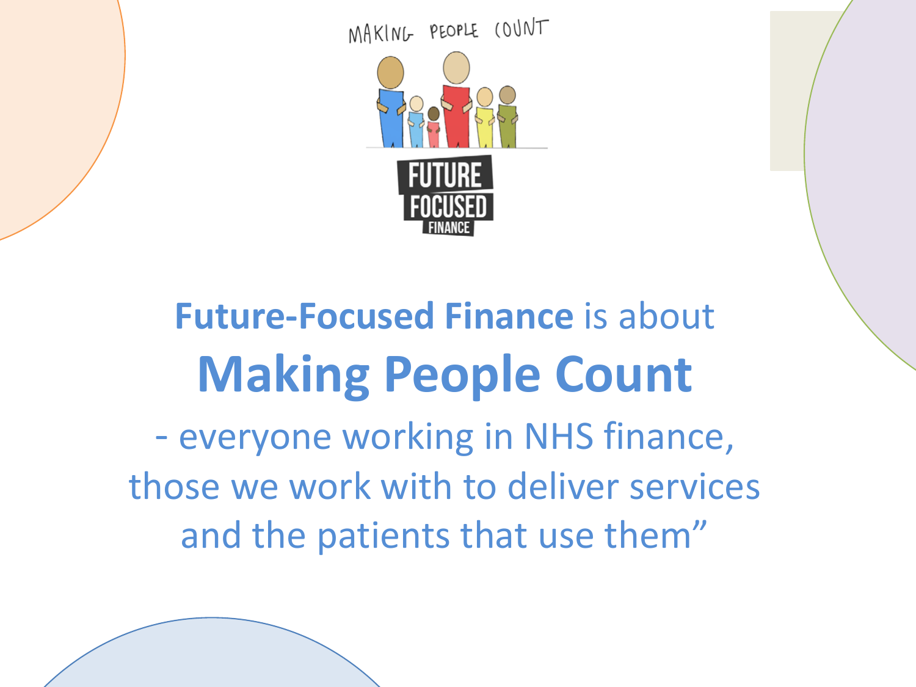MAKING PEOPLE COUNT

FUTURE FOCUSED FINANCE

**Future-Focused Finance** is about

# Making People Count

- everyone working in NHS finance, those we work with to deliver services and the patients that use them”